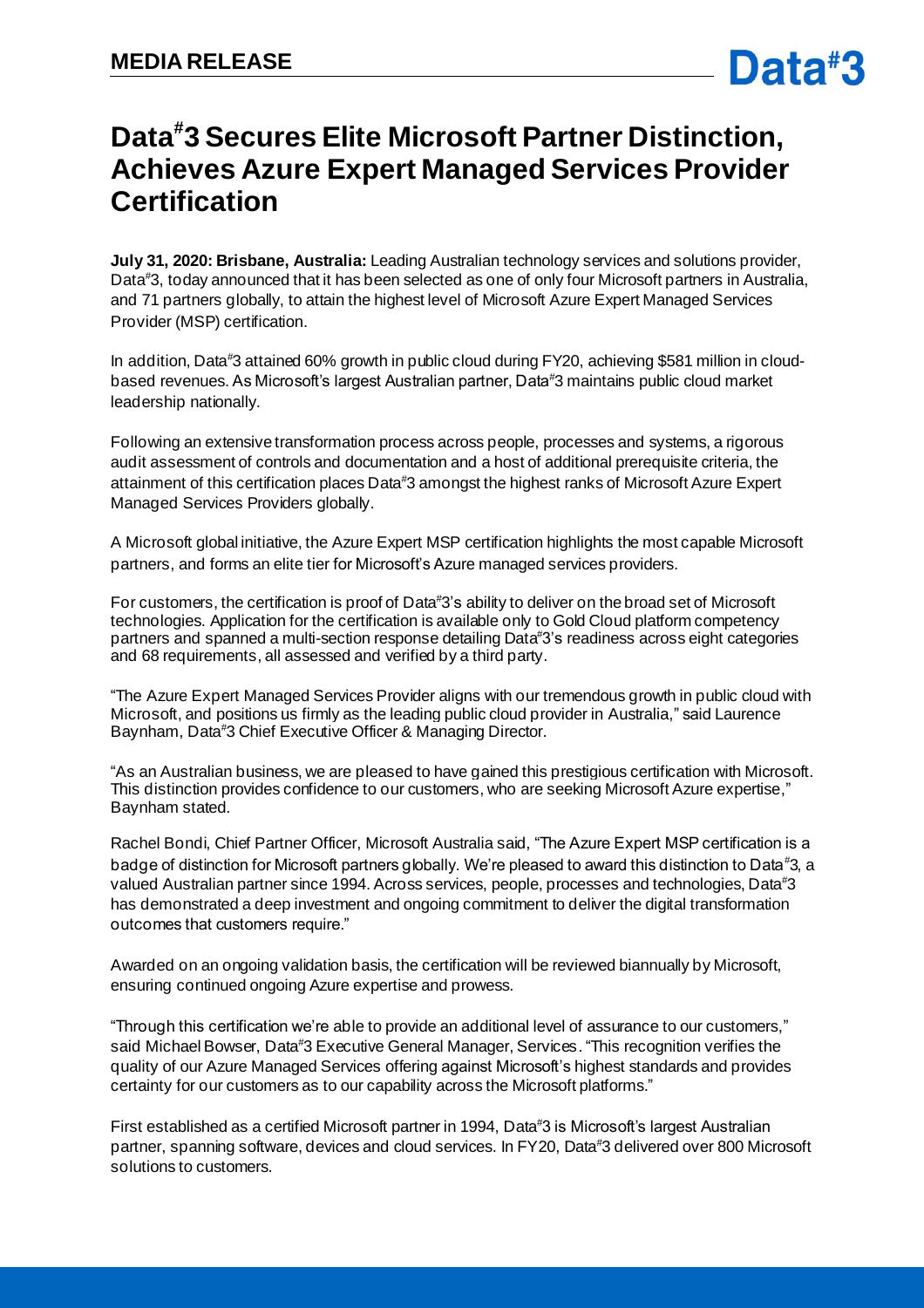**MEDIA RELEASE**

# Data#3 Secures Elite Microsoft Partner Distinction, Achieves Azure Expert Managed Services Provider Certification

**July 31, 2020: Brisbane, Australia:** Leading Australian technology services and solutions provider, Data#3, today announced that it has been selected as one of only four Microsoft partners in Australia, and 71 partners globally, to attain the highest level of Microsoft Azure Expert Managed Services Provider (MSP) certification.

In addition, Data#3 attained 60% growth in public cloud during FY20, achieving $581 million in cloud-based revenues. As Microsoft's largest Australian partner, Data#3 maintains public cloud market leadership nationally.

Following an extensive transformation process across people, processes and systems, a rigorous audit assessment of controls and documentation and a host of additional prerequisite criteria, the attainment of this certification places Data#3 amongst the highest ranks of Microsoft Azure Expert Managed Services Providers globally.

A Microsoft global initiative, the Azure Expert MSP certification highlights the most capable Microsoft partners, and forms an elite tier for Microsoft's Azure managed services providers.

For customers, the certification is proof of Data#3's ability to deliver on the broad set of Microsoft technologies. Application for the certification is available only to Gold Cloud platform competency partners and spanned a multi-section response detailing Data#3's readiness across eight categories and 68 requirements, all assessed and verified by a third party.

"The Azure Expert Managed Services Provider aligns with our tremendous growth in public cloud with Microsoft, and positions us firmly as the leading public cloud provider in Australia," said Laurence Baynham, Data#3 Chief Executive Officer & Managing Director.

"As an Australian business, we are pleased to have gained this prestigious certification with Microsoft. This distinction provides confidence to our customers, who are seeking Microsoft Azure expertise," Baynham stated.

Rachel Bondi, Chief Partner Officer, Microsoft Australia said, "The Azure Expert MSP certification is a badge of distinction for Microsoft partners globally. We're pleased to award this distinction to Data#3, a valued Australian partner since 1994. Across services, people, processes and technologies, Data#3 has demonstrated a deep investment and ongoing commitment to deliver the digital transformation outcomes that customers require."

Awarded on an ongoing validation basis, the certification will be reviewed biannually by Microsoft, ensuring continued ongoing Azure expertise and prowess.

"Through this certification we're able to provide an additional level of assurance to our customers," said Michael Bowser, Data#3 Executive General Manager, Services. "This recognition verifies the quality of our Azure Managed Services offering against Microsoft's highest standards and provides certainty for our customers as to our capability across the Microsoft platforms."

First established as a certified Microsoft partner in 1994, Data#3 is Microsoft's largest Australian partner, spanning software, devices and cloud services. In FY20, Data#3 delivered over 800 Microsoft solutions to customers.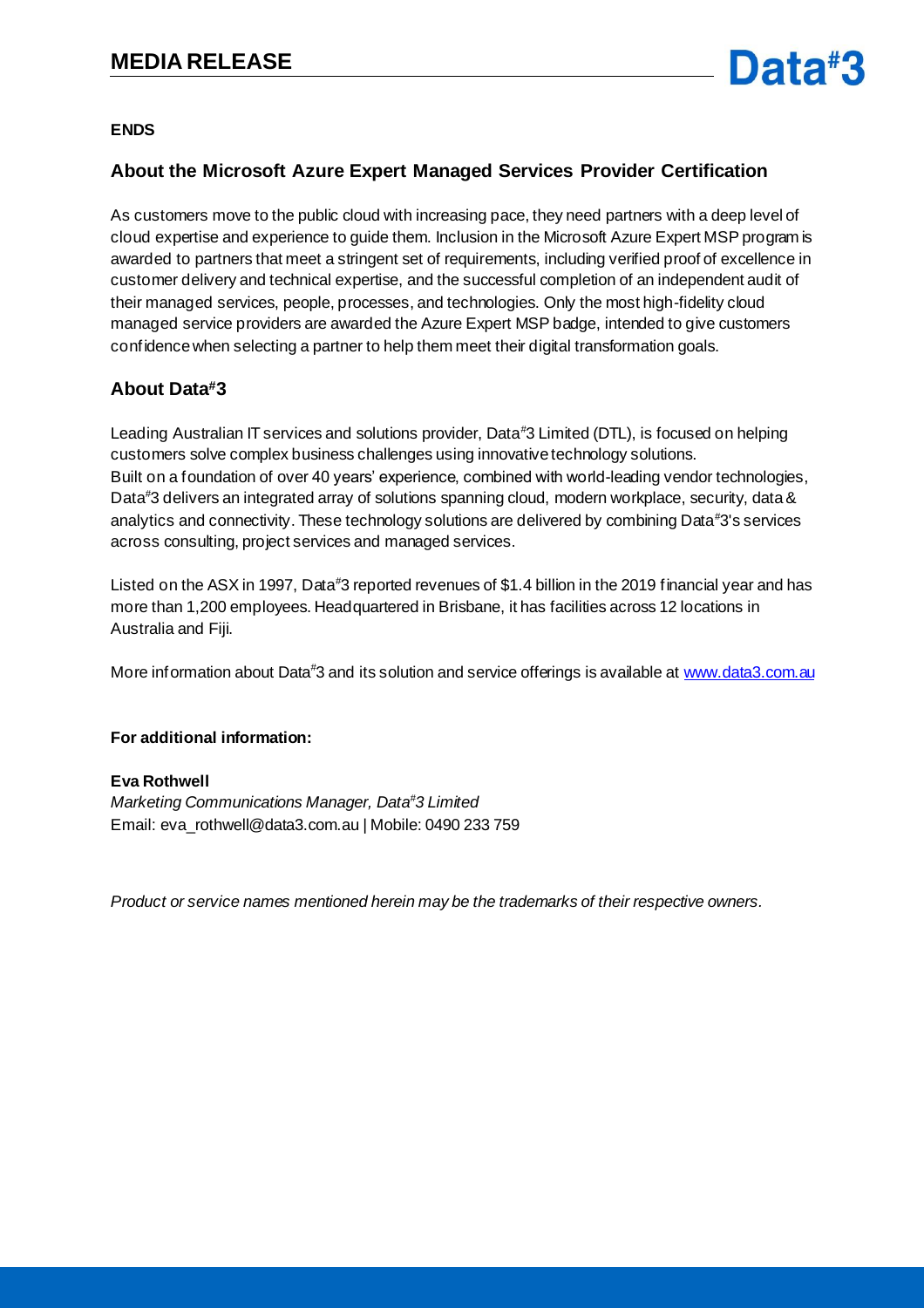**ENDS**

## About the Microsoft Azure Expert Managed Services Provider Certification

As customers move to the public cloud with increasing pace, they need partners with a deep level of cloud expertise and experience to guide them. Inclusion in the Microsoft Azure Expert MSP program is awarded to partners that meet a stringent set of requirements, including verified proof of excellence in customer delivery and technical expertise, and the successful completion of an independent audit of their managed services, people, processes, and technologies. Only the most high-fidelity cloud managed service providers are awarded the Azure Expert MSP badge, intended to give customers confidence when selecting a partner to help them meet their digital transformation goals.

## About Data#3

Leading Australian IT services and solutions provider, Data#3 Limited (DTL), is focused on helping customers solve complex business challenges using innovative technology solutions.
Built on a foundation of over 40 years' experience, combined with world-leading vendor technologies, Data#3 delivers an integrated array of solutions spanning cloud, modern workplace, security, data & analytics and connectivity. These technology solutions are delivered by combining Data#3's services across consulting, project services and managed services.

Listed on the ASX in 1997, Data#3 reported revenues of $1.4 billion in the 2019 financial year and has more than 1,200 employees. Headquartered in Brisbane, it has facilities across 12 locations in Australia and Fiji.

More information about Data#3 and its solution and service offerings is available at www.data3.com.au

**For additional information:**

**Eva Rothwell**
*Marketing Communications Manager, Data#3 Limited*
Email: eva_rothwell@data3.com.au | Mobile: 0490 233 759

*Product or service names mentioned herein may be the trademarks of their respective owners.*